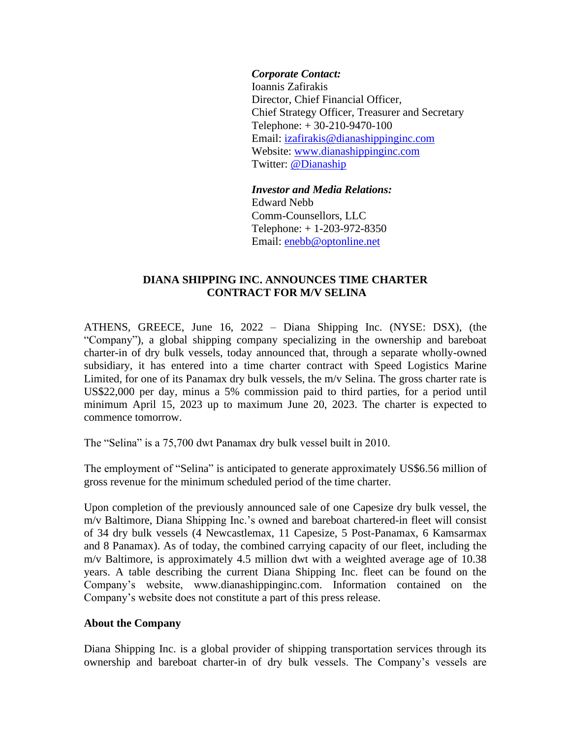***Corporate Contact:***
Ioannis Zafirakis
Director, Chief Financial Officer,
Chief Strategy Officer, Treasurer and Secretary
Telephone: + 30-210-9470-100
Email: [izafirakis@dianashippinginc.com](mailto:izafirakis@dianashippinginc.com)
Website: [www.dianashippinginc.com](http://www.dianashippinginc.com)
Twitter: [@Dianaship](https://twitter.com/Dianaship)

***Investor and Media Relations:***
Edward Nebb
Comm-Counsellors, LLC
Telephone: + 1-203-972-8350
Email: [enebb@optonline.net](mailto:enebb@optonline.net)

# DIANA SHIPPING INC. ANNOUNCES TIME CHARTER CONTRACT FOR M/V SELINA

ATHENS, GREECE, June 16, 2022 – Diana Shipping Inc. (NYSE: DSX), (the "Company"), a global shipping company specializing in the ownership and bareboat charter-in of dry bulk vessels, today announced that, through a separate wholly-owned subsidiary, it has entered into a time charter contract with Speed Logistics Marine Limited, for one of its Panamax dry bulk vessels, the m/v Selina. The gross charter rate is US$22,000 per day, minus a 5% commission paid to third parties, for a period until minimum April 15, 2023 up to maximum June 20, 2023. The charter is expected to commence tomorrow.

The "Selina" is a 75,700 dwt Panamax dry bulk vessel built in 2010.

The employment of "Selina" is anticipated to generate approximately US$6.56 million of gross revenue for the minimum scheduled period of the time charter.

Upon completion of the previously announced sale of one Capesize dry bulk vessel, the m/v Baltimore, Diana Shipping Inc.'s owned and bareboat chartered-in fleet will consist of 34 dry bulk vessels (4 Newcastlemax, 11 Capesize, 5 Post-Panamax, 6 Kamsarmax and 8 Panamax). As of today, the combined carrying capacity of our fleet, including the m/v Baltimore, is approximately 4.5 million dwt with a weighted average age of 10.38 years. A table describing the current Diana Shipping Inc. fleet can be found on the Company's website, www.dianashippinginc.com. Information contained on the Company's website does not constitute a part of this press release.

## About the Company

Diana Shipping Inc. is a global provider of shipping transportation services through its ownership and bareboat charter-in of dry bulk vessels. The Company's vessels are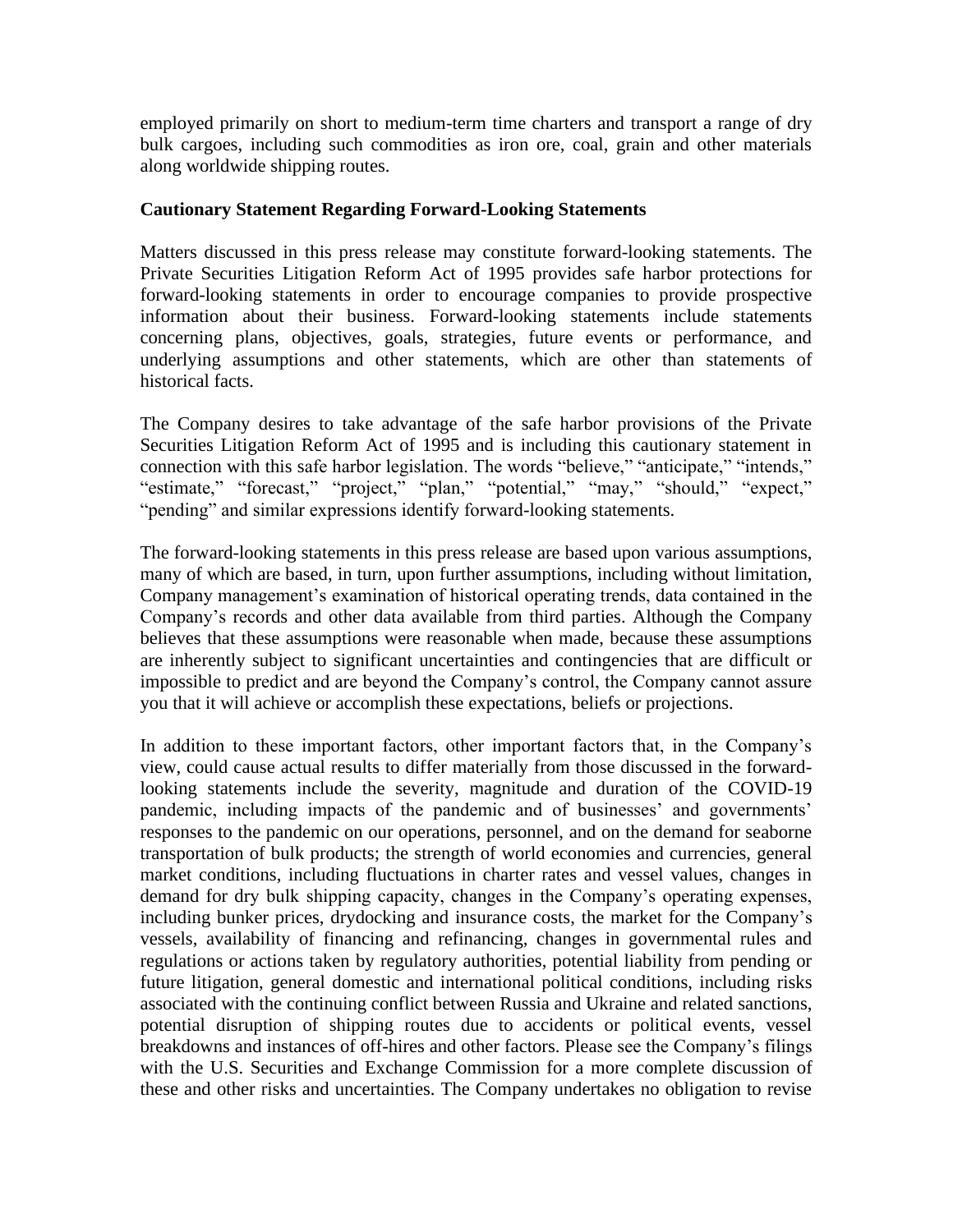employed primarily on short to medium-term time charters and transport a range of dry bulk cargoes, including such commodities as iron ore, coal, grain and other materials along worldwide shipping routes.

**Cautionary Statement Regarding Forward-Looking Statements**

Matters discussed in this press release may constitute forward-looking statements. The Private Securities Litigation Reform Act of 1995 provides safe harbor protections for forward-looking statements in order to encourage companies to provide prospective information about their business. Forward-looking statements include statements concerning plans, objectives, goals, strategies, future events or performance, and underlying assumptions and other statements, which are other than statements of historical facts.

The Company desires to take advantage of the safe harbor provisions of the Private Securities Litigation Reform Act of 1995 and is including this cautionary statement in connection with this safe harbor legislation. The words "believe," "anticipate," "intends," "estimate," "forecast," "project," "plan," "potential," "may," "should," "expect," "pending" and similar expressions identify forward-looking statements.

The forward-looking statements in this press release are based upon various assumptions, many of which are based, in turn, upon further assumptions, including without limitation, Company management's examination of historical operating trends, data contained in the Company's records and other data available from third parties. Although the Company believes that these assumptions were reasonable when made, because these assumptions are inherently subject to significant uncertainties and contingencies that are difficult or impossible to predict and are beyond the Company's control, the Company cannot assure you that it will achieve or accomplish these expectations, beliefs or projections.

In addition to these important factors, other important factors that, in the Company's view, could cause actual results to differ materially from those discussed in the forward-looking statements include the severity, magnitude and duration of the COVID-19 pandemic, including impacts of the pandemic and of businesses' and governments' responses to the pandemic on our operations, personnel, and on the demand for seaborne transportation of bulk products; the strength of world economies and currencies, general market conditions, including fluctuations in charter rates and vessel values, changes in demand for dry bulk shipping capacity, changes in the Company's operating expenses, including bunker prices, drydocking and insurance costs, the market for the Company's vessels, availability of financing and refinancing, changes in governmental rules and regulations or actions taken by regulatory authorities, potential liability from pending or future litigation, general domestic and international political conditions, including risks associated with the continuing conflict between Russia and Ukraine and related sanctions, potential disruption of shipping routes due to accidents or political events, vessel breakdowns and instances of off-hires and other factors. Please see the Company's filings with the U.S. Securities and Exchange Commission for a more complete discussion of these and other risks and uncertainties. The Company undertakes no obligation to revise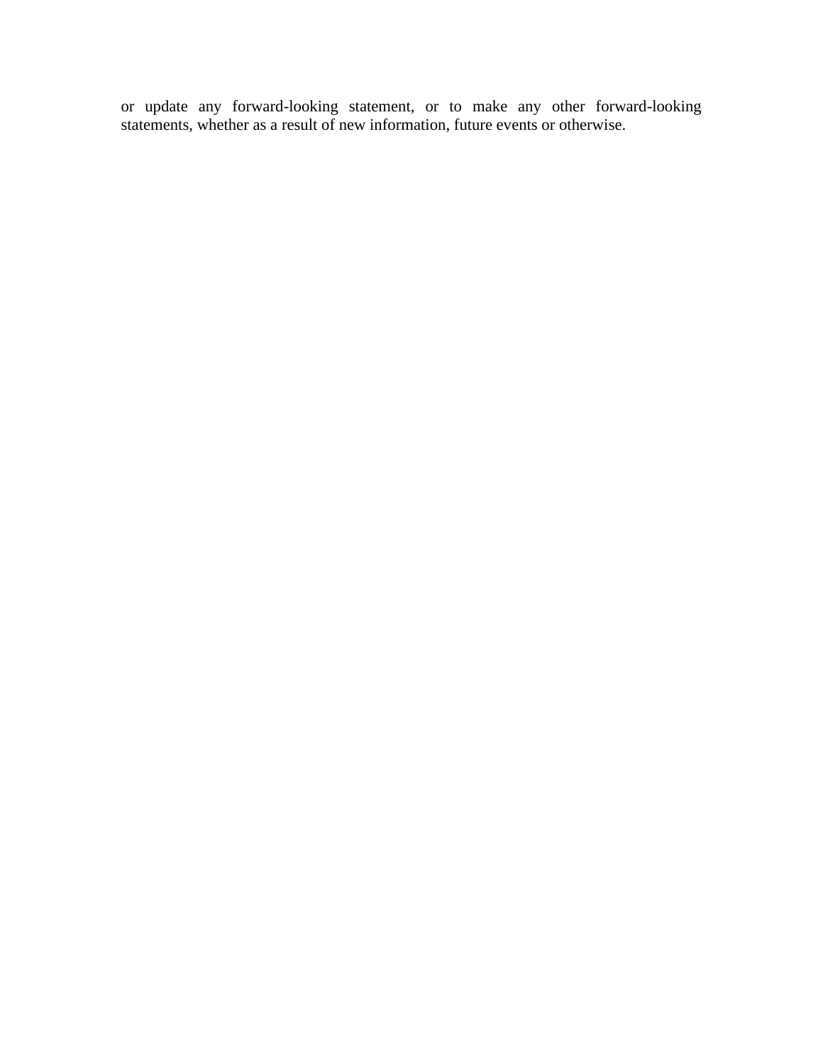or update any forward-looking statement, or to make any other forward-looking statements, whether as a result of new information, future events or otherwise.